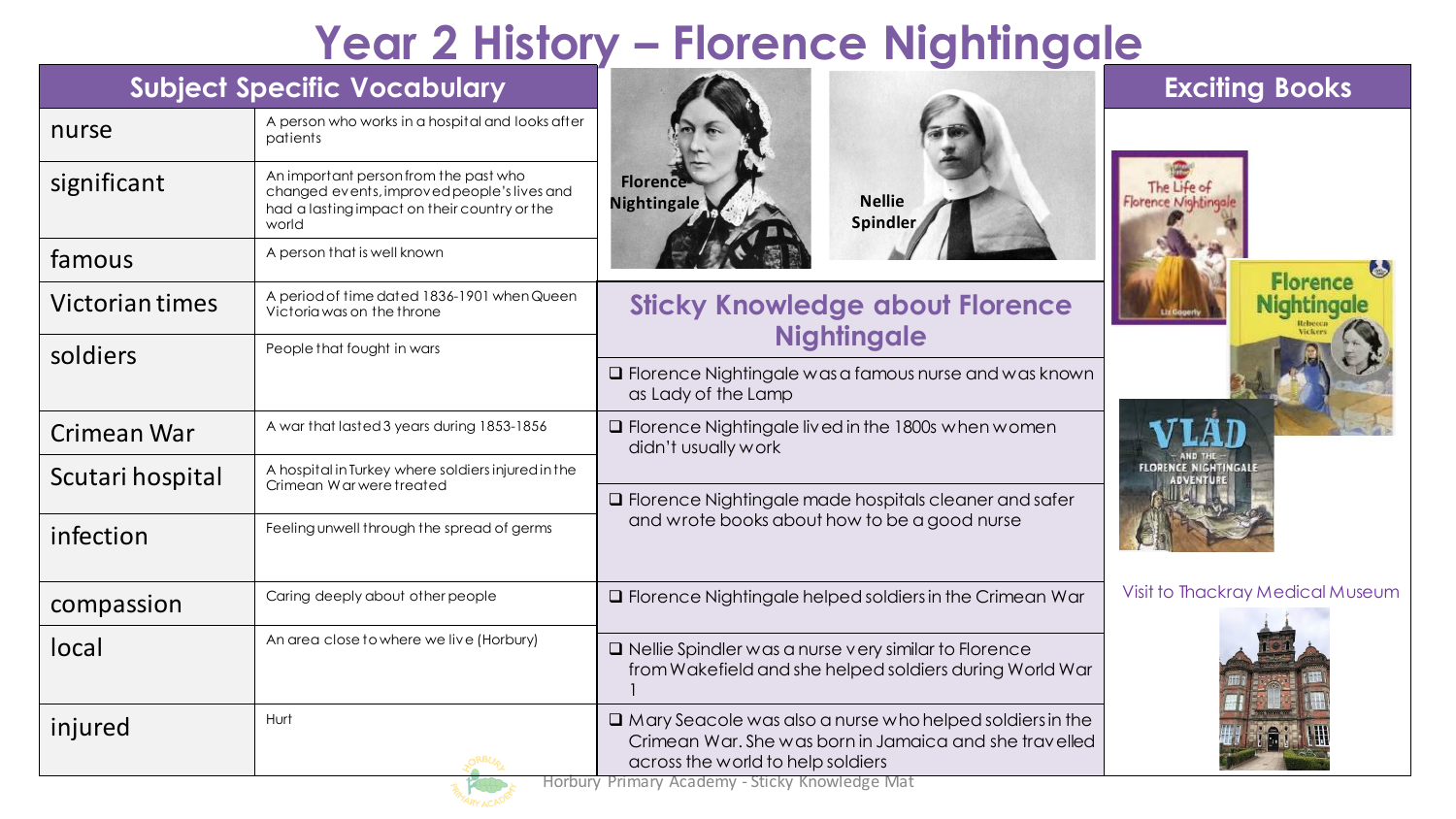# Year 2 History – Florence Nightingale

## Subject Specific Vocabulary

| Subject Specific Vocabulary | |
|---|---|
| nurse | A person who works in a hospital and looks after patients |
| significant | An important person from the past who changed events, improved people's lives and had a lasting impact on their country or the world |
| famous | A person that is well known |
| Victorian times | A period of time dated 1836-1901 when Queen Victoria was on the throne |
| soldiers | People that fought in wars |
| Crimean War | A war that lasted 3 years during 1853-1856 |
| Scutari hospital | A hospital in Turkey where soldiers injured in the Crimean War were treated |
| infection | Feeling unwell through the spread of germs |
| compassion | Caring deeply about other people |
| local | An area close to where we live (Horbury) |
| injured | Hurt |

Florence Nightingale

Nellie Spindler

## Sticky Knowledge about Florence Nightingale

- ❑ Florence Nightingale was a famous nurse and was known as Lady of the Lamp
- ❑ Florence Nightingale lived in the 1800s when women didn't usually work
- ❑ Florence Nightingale made hospitals cleaner and safer and wrote books about how to be a good nurse
- ❑ Florence Nightingale helped soldiers in the Crimean War
- ❑ Nellie Spindler was a nurse very similar to Florence from Wakefield and she helped soldiers during World War 1
- ❑ Mary Seacole was also a nurse who helped soldiers in the Crimean War. She was born in Jamaica and she travelled across the world to help soldiers

## Exciting Books

Visit to Thackray Medical Museum

Horbury Primary Academy - Sticky Knowledge Mat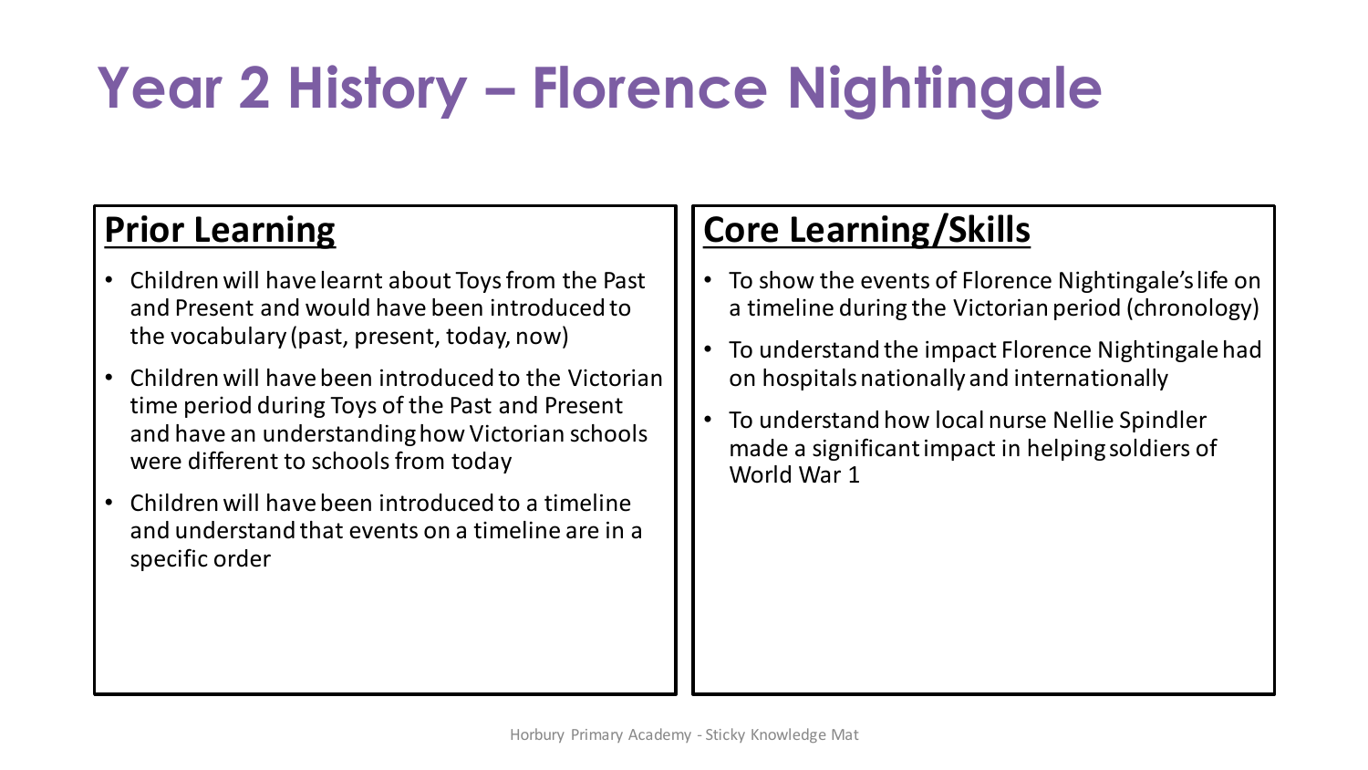# Year 2 History – Florence Nightingale

## Prior Learning

- Children will have learnt about Toys from the Past and Present and would have been introduced to the vocabulary (past, present, today, now)
- Children will have been introduced to the Victorian time period during Toys of the Past and Present and have an understanding how Victorian schools were different to schools from today
- Children will have been introduced to a timeline and understand that events on a timeline are in a specific order

## Core Learning/Skills

- To show the events of Florence Nightingale's life on a timeline during the Victorian period (chronology)
- To understand the impact Florence Nightingale had on hospitals nationally and internationally
- To understand how local nurse Nellie Spindler made a significant impact in helping soldiers of World War 1

Horbury Primary Academy - Sticky Knowledge Mat